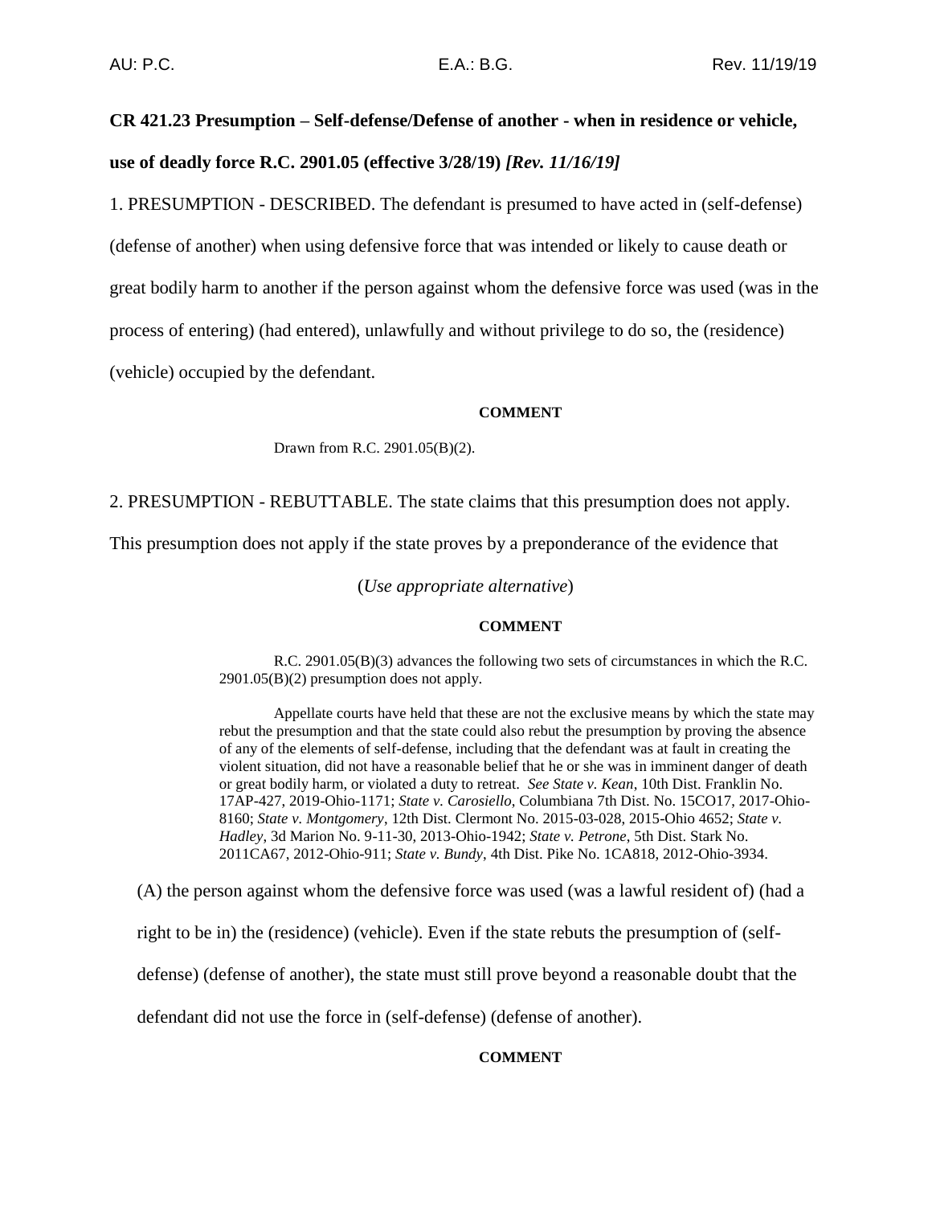AU: P.C. E.A.: B.G. Rev. 11/19/19

**CR 421.23 Presumption – Self-defense/Defense of another - when in residence or vehicle, use of deadly force R.C. 2901.05 (effective 3/28/19)** ***[Rev. 11/16/19]***

1. PRESUMPTION - DESCRIBED. The defendant is presumed to have acted in (self-defense) (defense of another) when using defensive force that was intended or likely to cause death or great bodily harm to another if the person against whom the defensive force was used (was in the process of entering) (had entered), unlawfully and without privilege to do so, the (residence) (vehicle) occupied by the defendant.

**COMMENT**

Drawn from R.C. 2901.05(B)(2).

2. PRESUMPTION - REBUTTABLE. The state claims that this presumption does not apply. This presumption does not apply if the state proves by a preponderance of the evidence that

(*Use appropriate alternative*)

**COMMENT**

R.C. 2901.05(B)(3) advances the following two sets of circumstances in which the R.C. 2901.05(B)(2) presumption does not apply.

Appellate courts have held that these are not the exclusive means by which the state may rebut the presumption and that the state could also rebut the presumption by proving the absence of any of the elements of self-defense, including that the defendant was at fault in creating the violent situation, did not have a reasonable belief that he or she was in imminent danger of death or great bodily harm, or violated a duty to retreat. *See State v. Kean*, 10th Dist. Franklin No. 17AP-427, 2019-Ohio-1171; *State v. Carosiello*, Columbiana 7th Dist. No. 15CO17, 2017-Ohio-8160; *State v. Montgomery*, 12th Dist. Clermont No. 2015-03-028, 2015-Ohio 4652; *State v. Hadley*, 3d Marion No. 9-11-30, 2013-Ohio-1942; *State v. Petrone*, 5th Dist. Stark No. 2011CA67, 2012-Ohio-911; *State v. Bundy*, 4th Dist. Pike No. 1CA818, 2012-Ohio-3934.

(A) the person against whom the defensive force was used (was a lawful resident of) (had a right to be in) the (residence) (vehicle). Even if the state rebuts the presumption of (self-defense) (defense of another), the state must still prove beyond a reasonable doubt that the defendant did not use the force in (self-defense) (defense of another).

**COMMENT**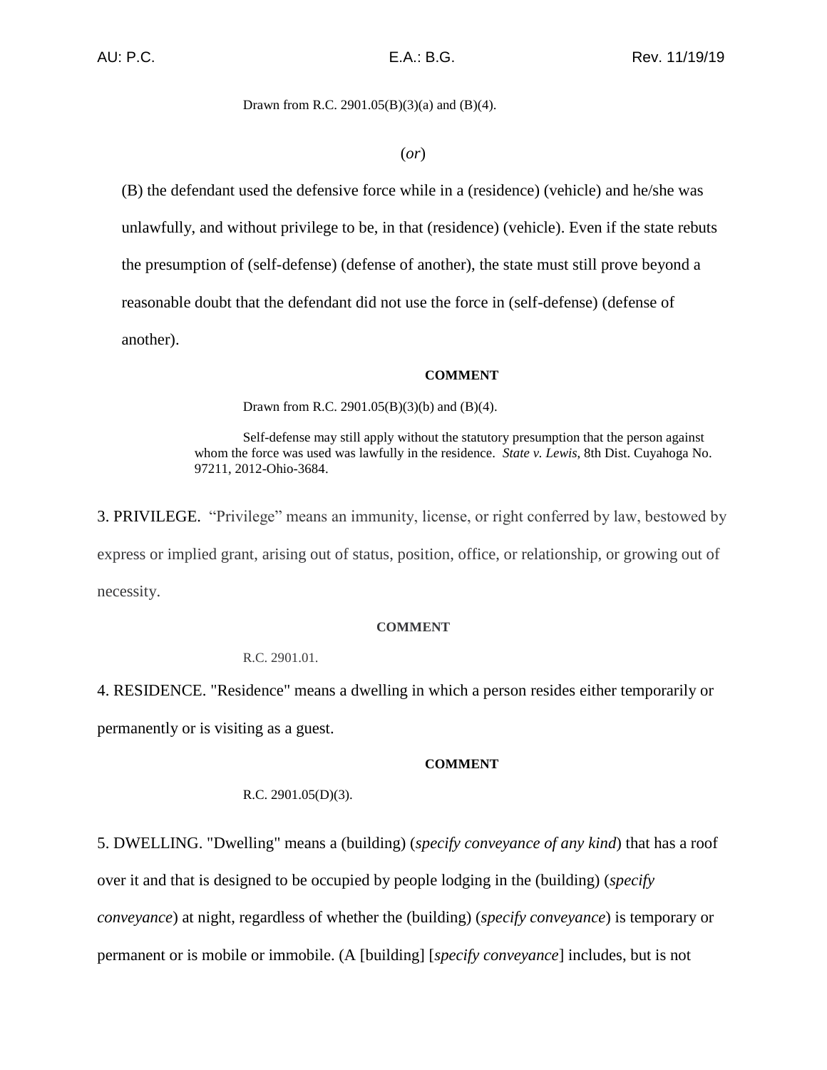Drawn from R.C. 2901.05(B)(3)(a) and (B)(4).

(*or*)

(B) the defendant used the defensive force while in a (residence) (vehicle) and he/she was unlawfully, and without privilege to be, in that (residence) (vehicle). Even if the state rebuts the presumption of (self-defense) (defense of another), the state must still prove beyond a reasonable doubt that the defendant did not use the force in (self-defense) (defense of another).

**COMMENT**

Drawn from R.C. 2901.05(B)(3)(b) and (B)(4).

Self-defense may still apply without the statutory presumption that the person against whom the force was used was lawfully in the residence. *State v. Lewis*, 8th Dist. Cuyahoga No. 97211, 2012-Ohio-3684.

3. PRIVILEGE. "Privilege" means an immunity, license, or right conferred by law, bestowed by express or implied grant, arising out of status, position, office, or relationship, or growing out of necessity.

**COMMENT**

R.C. 2901.01.

4. RESIDENCE. "Residence" means a dwelling in which a person resides either temporarily or permanently or is visiting as a guest.

**COMMENT**

R.C. 2901.05(D)(3).

5. DWELLING. "Dwelling" means a (building) (*specify conveyance of any kind*) that has a roof over it and that is designed to be occupied by people lodging in the (building) (*specify conveyance*) at night, regardless of whether the (building) (*specify conveyance*) is temporary or permanent or is mobile or immobile. (A [building] [*specify conveyance*] includes, but is not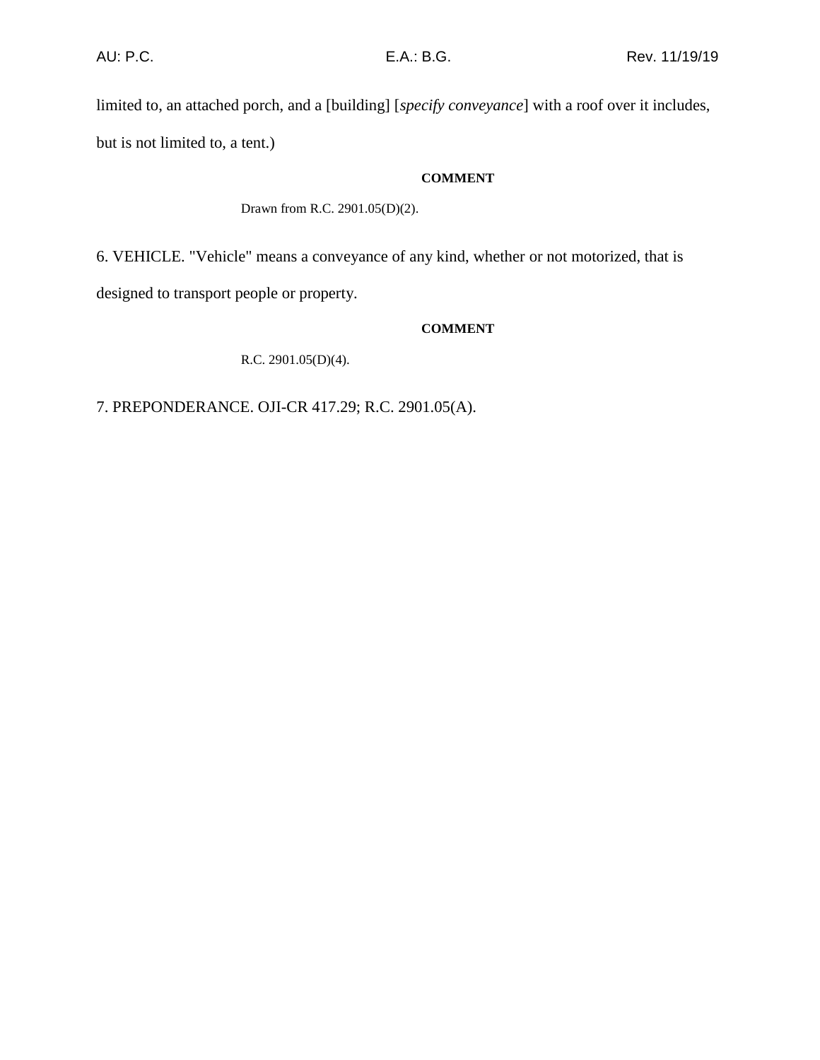limited to, an attached porch, and a [building] [*specify conveyance*] with a roof over it includes, but is not limited to, a tent.)

**COMMENT**

Drawn from R.C. 2901.05(D)(2).

6. VEHICLE. "Vehicle" means a conveyance of any kind, whether or not motorized, that is designed to transport people or property.

**COMMENT**

R.C. 2901.05(D)(4).

7. PREPONDERANCE. OJI-CR 417.29; R.C. 2901.05(A).